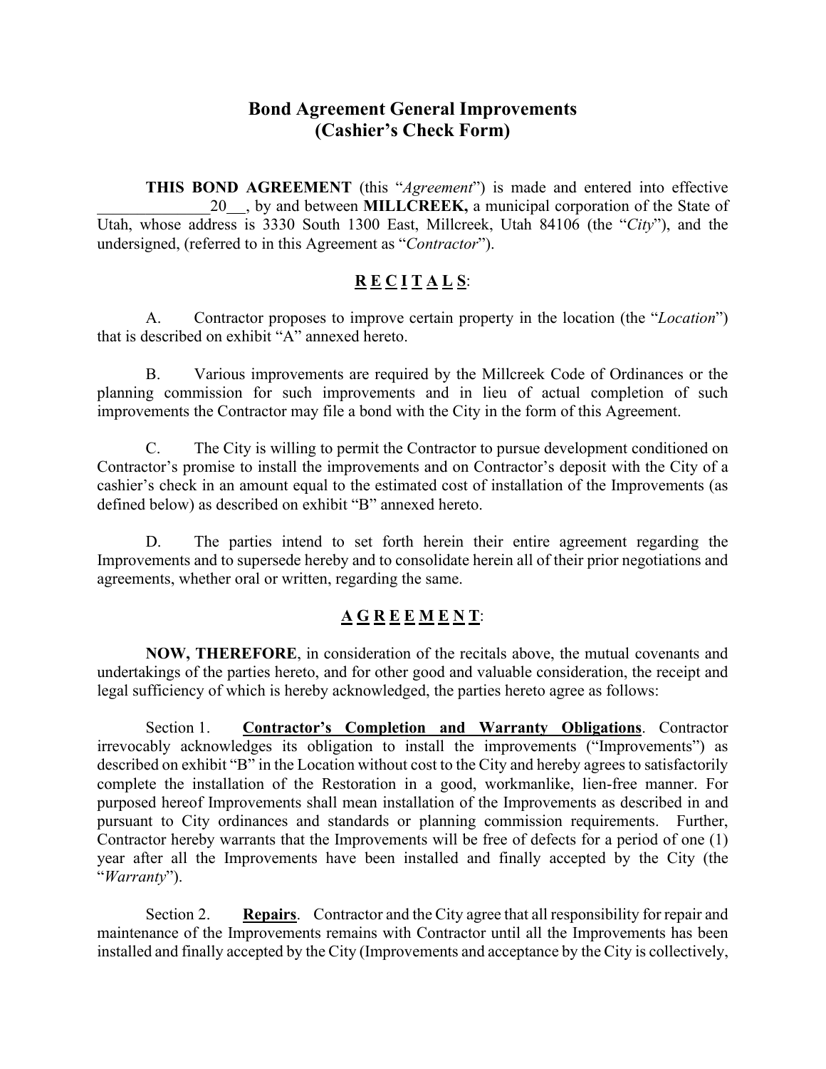# Bond Agreement General Improvements
# (Cashier's Check Form)

**THIS BOND AGREEMENT** (this "*Agreement*") is made and entered into effective ______________20__, by and between **MILLCREEK,** a municipal corporation of the State of Utah, whose address is 3330 South 1300 East, Millcreek, Utah 84106 (the "*City*"), and the undersigned, (referred to in this Agreement as "*Contractor*").

## R E C I T A L S:

A. Contractor proposes to improve certain property in the location (the "*Location*") that is described on exhibit "A" annexed hereto.

B. Various improvements are required by the Millcreek Code of Ordinances or the planning commission for such improvements and in lieu of actual completion of such improvements the Contractor may file a bond with the City in the form of this Agreement.

C. The City is willing to permit the Contractor to pursue development conditioned on Contractor's promise to install the improvements and on Contractor's deposit with the City of a cashier's check in an amount equal to the estimated cost of installation of the Improvements (as defined below) as described on exhibit "B" annexed hereto.

D. The parties intend to set forth herein their entire agreement regarding the Improvements and to supersede hereby and to consolidate herein all of their prior negotiations and agreements, whether oral or written, regarding the same.

## A G R E E M E N T:

**NOW, THEREFORE**, in consideration of the recitals above, the mutual covenants and undertakings of the parties hereto, and for other good and valuable consideration, the receipt and legal sufficiency of which is hereby acknowledged, the parties hereto agree as follows:

Section 1. **Contractor's Completion and Warranty Obligations**. Contractor irrevocably acknowledges its obligation to install the improvements ("Improvements") as described on exhibit "B" in the Location without cost to the City and hereby agrees to satisfactorily complete the installation of the Restoration in a good, workmanlike, lien-free manner. For purposed hereof Improvements shall mean installation of the Improvements as described in and pursuant to City ordinances and standards or planning commission requirements. Further, Contractor hereby warrants that the Improvements will be free of defects for a period of one (1) year after all the Improvements have been installed and finally accepted by the City (the "*Warranty*").

Section 2. **Repairs**. Contractor and the City agree that all responsibility for repair and maintenance of the Improvements remains with Contractor until all the Improvements has been installed and finally accepted by the City (Improvements and acceptance by the City is collectively,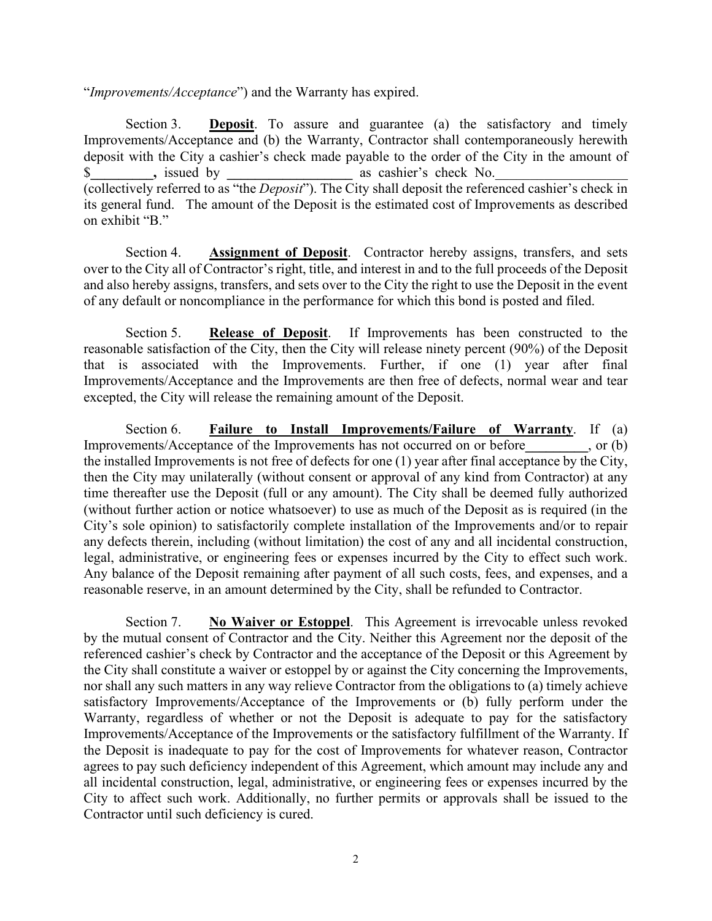"*Improvements/Acceptance*") and the Warranty has expired.

Section 3. **Deposit**. To assure and guarantee (a) the satisfactory and timely Improvements/Acceptance and (b) the Warranty, Contractor shall contemporaneously herewith deposit with the City a cashier's check made payable to the order of the City in the amount of $**_________,** issued by **__________________** as cashier's check No.___________________ (collectively referred to as "the *Deposit*"). The City shall deposit the referenced cashier's check in its general fund. The amount of the Deposit is the estimated cost of Improvements as described on exhibit "B."

Section 4. **Assignment of Deposit**. Contractor hereby assigns, transfers, and sets over to the City all of Contractor's right, title, and interest in and to the full proceeds of the Deposit and also hereby assigns, transfers, and sets over to the City the right to use the Deposit in the event of any default or noncompliance in the performance for which this bond is posted and filed.

Section 5. **Release of Deposit**. If Improvements has been constructed to the reasonable satisfaction of the City, then the City will release ninety percent (90%) of the Deposit that is associated with the Improvements. Further, if one (1) year after final Improvements/Acceptance and the Improvements are then free of defects, normal wear and tear excepted, the City will release the remaining amount of the Deposit.

Section 6. **Failure to Install Improvements/Failure of Warranty**. If (a) Improvements/Acceptance of the Improvements has not occurred on or before**_________**, or (b) the installed Improvements is not free of defects for one (1) year after final acceptance by the City, then the City may unilaterally (without consent or approval of any kind from Contractor) at any time thereafter use the Deposit (full or any amount). The City shall be deemed fully authorized (without further action or notice whatsoever) to use as much of the Deposit as is required (in the City's sole opinion) to satisfactorily complete installation of the Improvements and/or to repair any defects therein, including (without limitation) the cost of any and all incidental construction, legal, administrative, or engineering fees or expenses incurred by the City to effect such work. Any balance of the Deposit remaining after payment of all such costs, fees, and expenses, and a reasonable reserve, in an amount determined by the City, shall be refunded to Contractor.

Section 7. **No Waiver or Estoppel**. This Agreement is irrevocable unless revoked by the mutual consent of Contractor and the City. Neither this Agreement nor the deposit of the referenced cashier's check by Contractor and the acceptance of the Deposit or this Agreement by the City shall constitute a waiver or estoppel by or against the City concerning the Improvements, nor shall any such matters in any way relieve Contractor from the obligations to (a) timely achieve satisfactory Improvements/Acceptance of the Improvements or (b) fully perform under the Warranty, regardless of whether or not the Deposit is adequate to pay for the satisfactory Improvements/Acceptance of the Improvements or the satisfactory fulfillment of the Warranty. If the Deposit is inadequate to pay for the cost of Improvements for whatever reason, Contractor agrees to pay such deficiency independent of this Agreement, which amount may include any and all incidental construction, legal, administrative, or engineering fees or expenses incurred by the City to affect such work. Additionally, no further permits or approvals shall be issued to the Contractor until such deficiency is cured.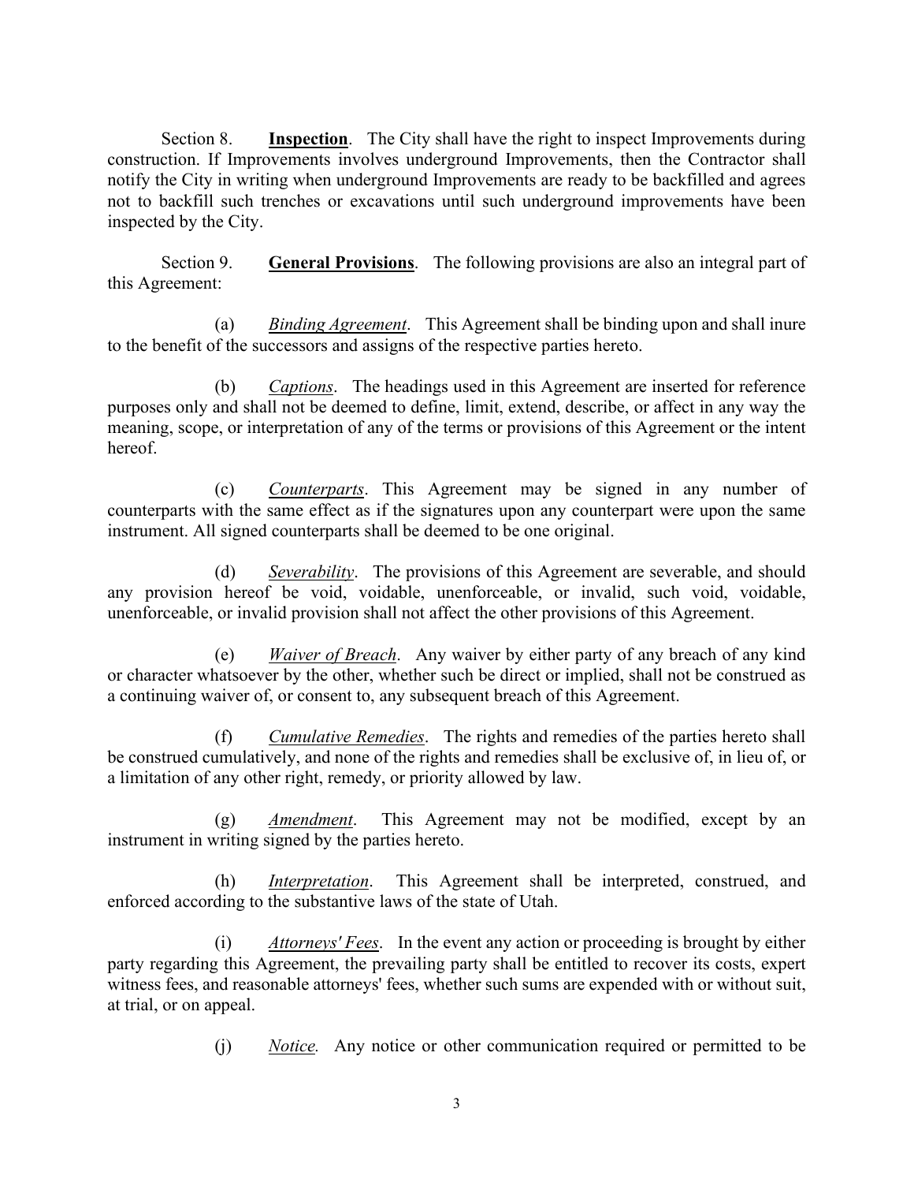Section 8. **Inspection**. The City shall have the right to inspect Improvements during construction. If Improvements involves underground Improvements, then the Contractor shall notify the City in writing when underground Improvements are ready to be backfilled and agrees not to backfill such trenches or excavations until such underground improvements have been inspected by the City.

Section 9. **General Provisions**. The following provisions are also an integral part of this Agreement:

(a) *Binding Agreement*. This Agreement shall be binding upon and shall inure to the benefit of the successors and assigns of the respective parties hereto.

(b) *Captions*. The headings used in this Agreement are inserted for reference purposes only and shall not be deemed to define, limit, extend, describe, or affect in any way the meaning, scope, or interpretation of any of the terms or provisions of this Agreement or the intent hereof.

(c) *Counterparts*. This Agreement may be signed in any number of counterparts with the same effect as if the signatures upon any counterpart were upon the same instrument. All signed counterparts shall be deemed to be one original.

(d) *Severability*. The provisions of this Agreement are severable, and should any provision hereof be void, voidable, unenforceable, or invalid, such void, voidable, unenforceable, or invalid provision shall not affect the other provisions of this Agreement.

(e) *Waiver of Breach*. Any waiver by either party of any breach of any kind or character whatsoever by the other, whether such be direct or implied, shall not be construed as a continuing waiver of, or consent to, any subsequent breach of this Agreement.

(f) *Cumulative Remedies*. The rights and remedies of the parties hereto shall be construed cumulatively, and none of the rights and remedies shall be exclusive of, in lieu of, or a limitation of any other right, remedy, or priority allowed by law.

(g) *Amendment*. This Agreement may not be modified, except by an instrument in writing signed by the parties hereto.

(h) *Interpretation*. This Agreement shall be interpreted, construed, and enforced according to the substantive laws of the state of Utah.

(i) *Attorneys' Fees*. In the event any action or proceeding is brought by either party regarding this Agreement, the prevailing party shall be entitled to recover its costs, expert witness fees, and reasonable attorneys' fees, whether such sums are expended with or without suit, at trial, or on appeal.

(j) *Notice.* Any notice or other communication required or permitted to be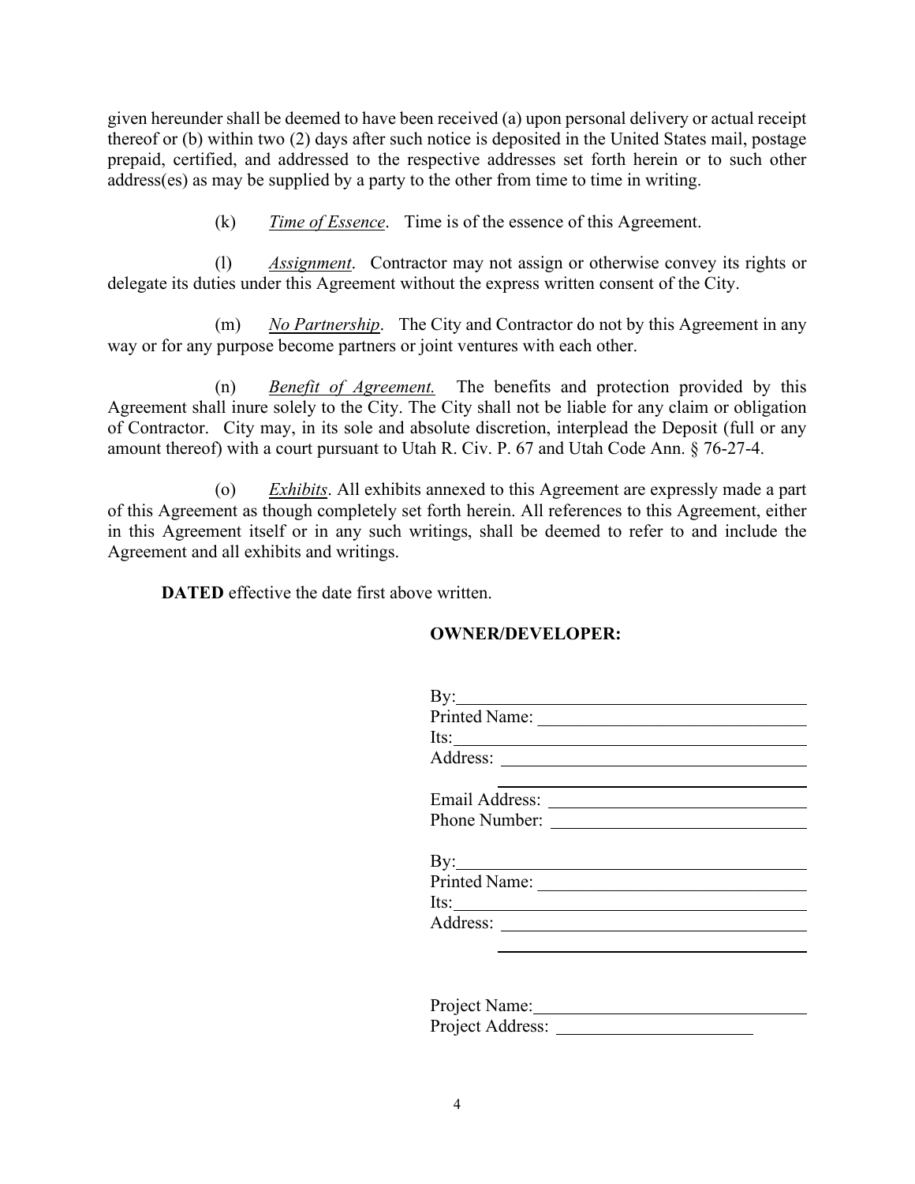given hereunder shall be deemed to have been received (a) upon personal delivery or actual receipt thereof or (b) within two (2) days after such notice is deposited in the United States mail, postage prepaid, certified, and addressed to the respective addresses set forth herein or to such other address(es) as may be supplied by a party to the other from time to time in writing.

(k) *Time of Essence*. Time is of the essence of this Agreement.

(l) *Assignment*. Contractor may not assign or otherwise convey its rights or delegate its duties under this Agreement without the express written consent of the City.

(m) *No Partnership*. The City and Contractor do not by this Agreement in any way or for any purpose become partners or joint ventures with each other.

(n) *Benefit of Agreement.* The benefits and protection provided by this Agreement shall inure solely to the City. The City shall not be liable for any claim or obligation of Contractor. City may, in its sole and absolute discretion, interplead the Deposit (full or any amount thereof) with a court pursuant to Utah R. Civ. P. 67 and Utah Code Ann. § 76-27-4.

(o) *Exhibits*. All exhibits annexed to this Agreement are expressly made a part of this Agreement as though completely set forth herein. All references to this Agreement, either in this Agreement itself or in any such writings, shall be deemed to refer to and include the Agreement and all exhibits and writings.

**DATED** effective the date first above written.

**OWNER/DEVELOPER:**

By: ______________________________
Printed Name: ______________________
Its: ______________________________
Address: __________________________
__________________________________
Email Address: _____________________
Phone Number: _____________________

By: ______________________________
Printed Name: ______________________
Its: ______________________________
Address: __________________________
__________________________________

Project Name: ______________________
Project Address: ____________________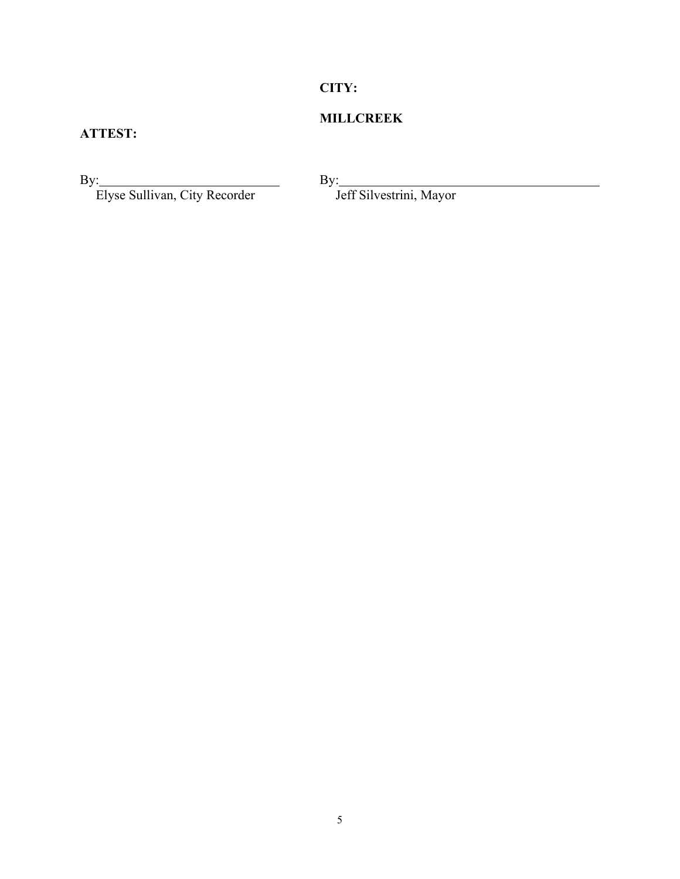**CITY:**

**MILLCREEK**

**ATTEST:**

By:\_\_\_\_\_\_\_\_\_\_\_\_\_\_\_\_\_\_\_\_\_\_\_\_\_\_\_\_
Elyse Sullivan, City Recorder

By:\_\_\_\_\_\_\_\_\_\_\_\_\_\_\_\_\_\_\_\_\_\_\_\_\_\_\_\_\_\_\_\_\_\_\_\_\_\_\_\_
Jeff Silvestrini, Mayor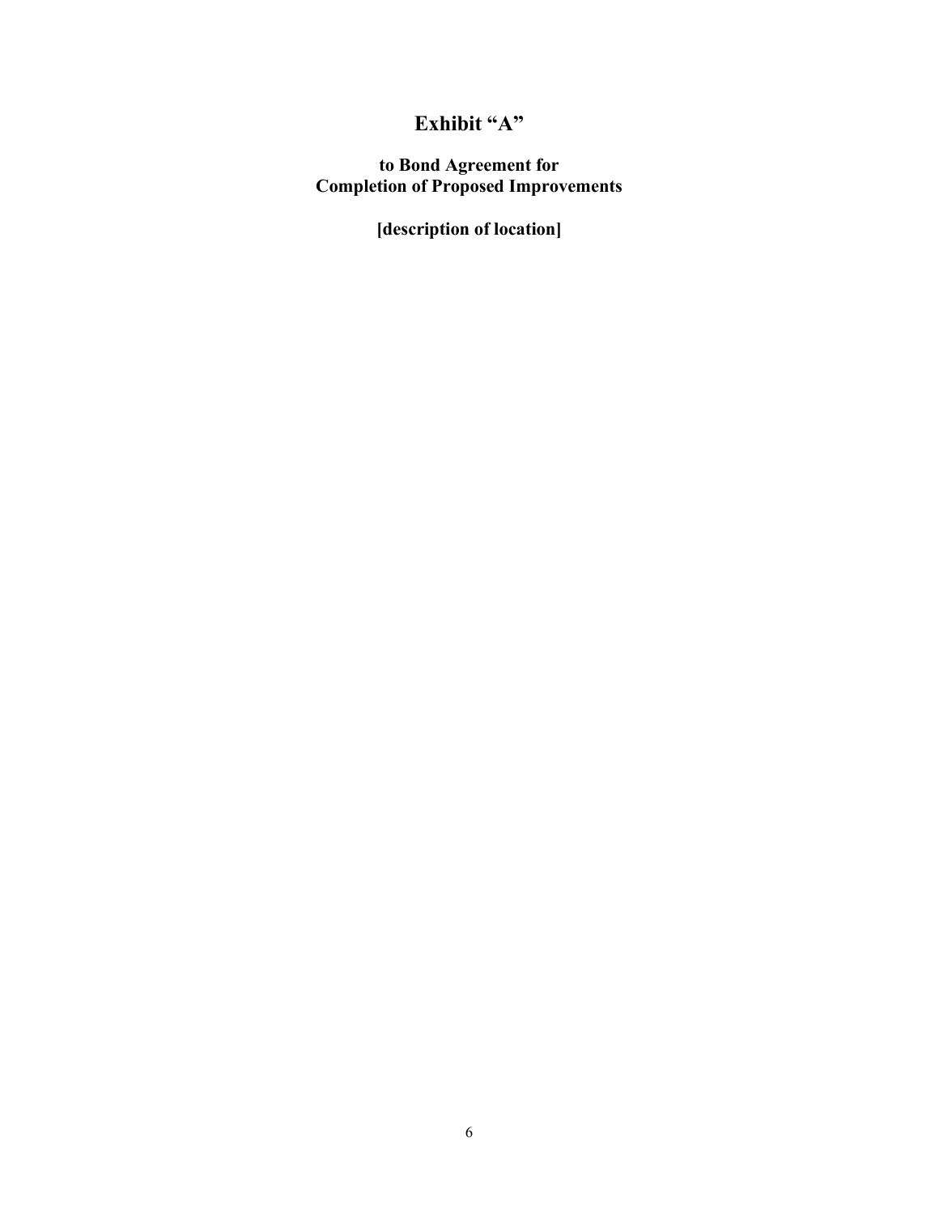# Exhibit "A"

**to Bond Agreement for Completion of Proposed Improvements**

**[description of location]**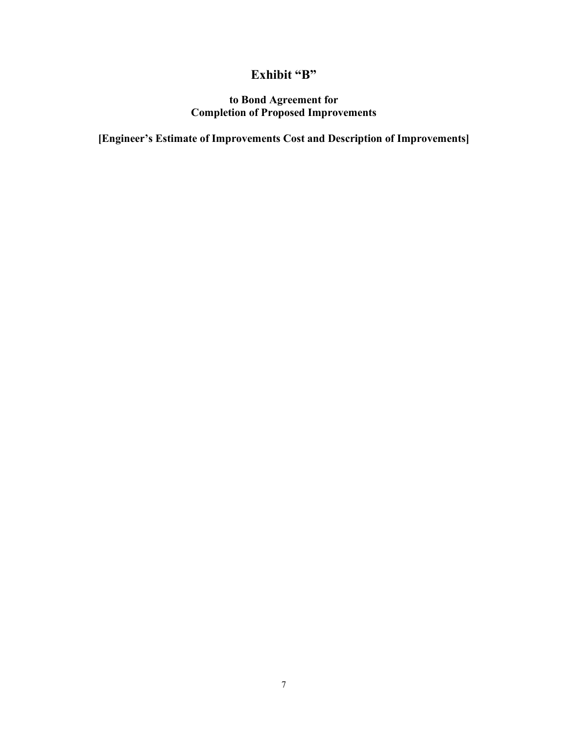# Exhibit "B"

**to Bond Agreement for**
**Completion of Proposed Improvements**

**[Engineer's Estimate of Improvements Cost and Description of Improvements]**